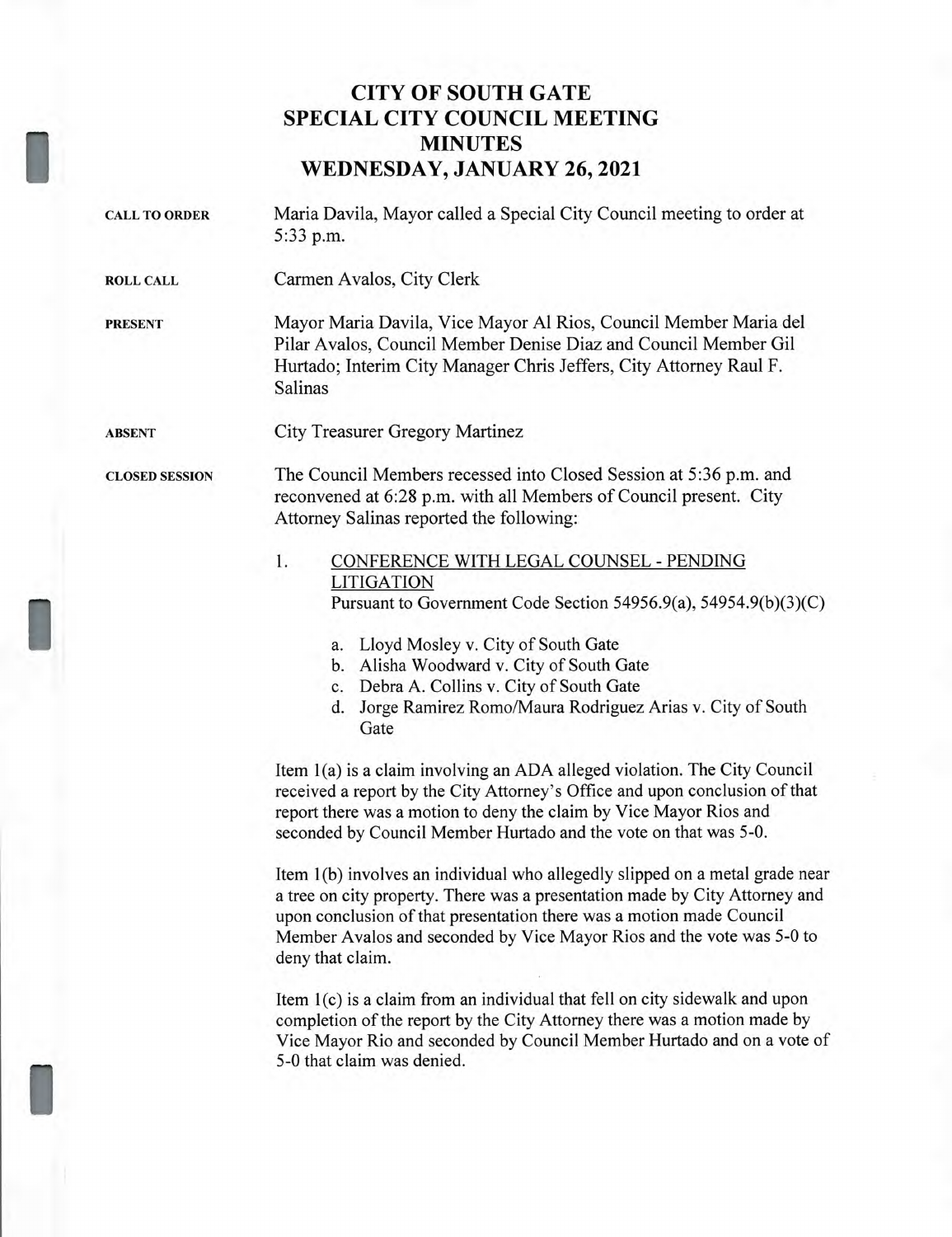# CITY OF SOUTH GATE
# SPECIAL CITY COUNCIL MEETING
# MINUTES
# WEDNESDAY, JANUARY 26, 2021

**CALL TO ORDER**

Maria Davila, Mayor called a Special City Council meeting to order at 5:33 p.m.

**ROLL CALL**

Carmen Avalos, City Clerk

**PRESENT**

Mayor Maria Davila, Vice Mayor Al Rios, Council Member Maria del Pilar Avalos, Council Member Denise Diaz and Council Member Gil Hurtado; Interim City Manager Chris Jeffers, City Attorney Raul F. Salinas

**ABSENT**

City Treasurer Gregory Martinez

**CLOSED SESSION**

The Council Members recessed into Closed Session at 5:36 p.m. and reconvened at 6:28 p.m. with all Members of Council present. City Attorney Salinas reported the following:

1. CONFERENCE WITH LEGAL COUNSEL - PENDING LITIGATION
   Pursuant to Government Code Section 54956.9(a), 54954.9(b)(3)(C)

   a. Lloyd Mosley v. City of South Gate
   b. Alisha Woodward v. City of South Gate
   c. Debra A. Collins v. City of South Gate
   d. Jorge Ramirez Romo/Maura Rodriguez Arias v. City of South Gate

Item 1(a) is a claim involving an ADA alleged violation. The City Council received a report by the City Attorney's Office and upon conclusion of that report there was a motion to deny the claim by Vice Mayor Rios and seconded by Council Member Hurtado and the vote on that was 5-0.

Item 1(b) involves an individual who allegedly slipped on a metal grade near a tree on city property. There was a presentation made by City Attorney and upon conclusion of that presentation there was a motion made Council Member Avalos and seconded by Vice Mayor Rios and the vote was 5-0 to deny that claim.

Item 1(c) is a claim from an individual that fell on city sidewalk and upon completion of the report by the City Attorney there was a motion made by Vice Mayor Rio and seconded by Council Member Hurtado and on a vote of 5-0 that claim was denied.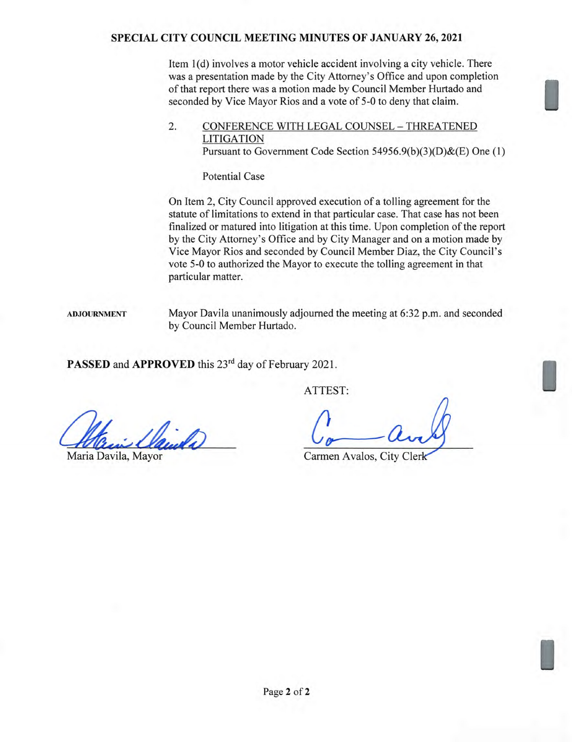Item 1(d) involves a motor vehicle accident involving a city vehicle. There was a presentation made by the City Attorney's Office and upon completion of that report there was a motion made by Council Member Hurtado and seconded by Vice Mayor Rios and a vote of 5-0 to deny that claim.

2. CONFERENCE WITH LEGAL COUNSEL – THREATENED LITIGATION
Pursuant to Government Code Section 54956.9(b)(3)(D)&(E) One (1)

Potential Case

On Item 2, City Council approved execution of a tolling agreement for the statute of limitations to extend in that particular case. That case has not been finalized or matured into litigation at this time. Upon completion of the report by the City Attorney's Office and by City Manager and on a motion made by Vice Mayor Rios and seconded by Council Member Diaz, the City Council's vote 5-0 to authorized the Mayor to execute the tolling agreement in that particular matter.

**ADJOURNMENT** Mayor Davila unanimously adjourned the meeting at 6:32 p.m. and seconded by Council Member Hurtado.

**PASSED** and **APPROVED** this 23rd day of February 2021.

ATTEST:

Maria Davila, Mayor

Carmen Avalos, City Clerk